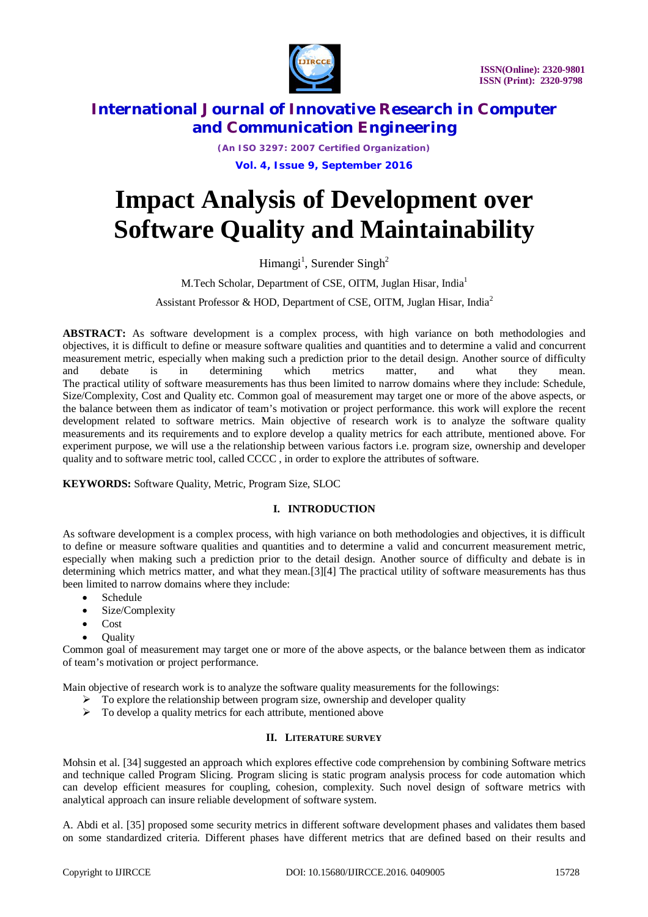# Impact Analysis of Development over Software Quality and Maintainability

Himangi[1], Surender Singh[2]

M.Tech Scholar, Department of CSE, OITM, Juglan Hisar, India[1]

Assistant Professor & HOD, Department of CSE, OITM, Juglan Hisar, India[2]

**ABSTRACT:** As software development is a complex process, with high variance on both methodologies and objectives, it is difficult to define or measure software qualities and quantities and to determine a valid and concurrent measurement metric, especially when making such a prediction prior to the detail design. Another source of difficulty and debate is in determining which metrics matter, and what they mean. The practical utility of software measurements has thus been limited to narrow domains where they include: Schedule, Size/Complexity, Cost and Quality etc. Common goal of measurement may target one or more of the above aspects, or the balance between them as indicator of team's motivation or project performance. this work will explore the recent development related to software metrics. Main objective of research work is to analyze the software quality measurements and its requirements and to explore develop a quality metrics for each attribute, mentioned above. For experiment purpose, we will use a the relationship between various factors i.e. program size, ownership and developer quality and to software metric tool, called CCCC , in order to explore the attributes of software.

**KEYWORDS:** Software Quality, Metric, Program Size, SLOC

## I. INTRODUCTION

As software development is a complex process, with high variance on both methodologies and objectives, it is difficult to define or measure software qualities and quantities and to determine a valid and concurrent measurement metric, especially when making such a prediction prior to the detail design. Another source of difficulty and debate is in determining which metrics matter, and what they mean.[3][4] The practical utility of software measurements has thus been limited to narrow domains where they include:

- Schedule
- Size/Complexity
- Cost
- Quality

Common goal of measurement may target one or more of the above aspects, or the balance between them as indicator of team's motivation or project performance.

Main objective of research work is to analyze the software quality measurements for the followings:

- ➢ To explore the relationship between program size, ownership and developer quality
- ➢ To develop a quality metrics for each attribute, mentioned above

## II. LITERATURE SURVEY

Mohsin et al. [34] suggested an approach which explores effective code comprehension by combining Software metrics and technique called Program Slicing. Program slicing is static program analysis process for code automation which can develop efficient measures for coupling, cohesion, complexity. Such novel design of software metrics with analytical approach can insure reliable development of software system.

A. Abdi et al. [35] proposed some security metrics in different software development phases and validates them based on some standardized criteria. Different phases have different metrics that are defined based on their results and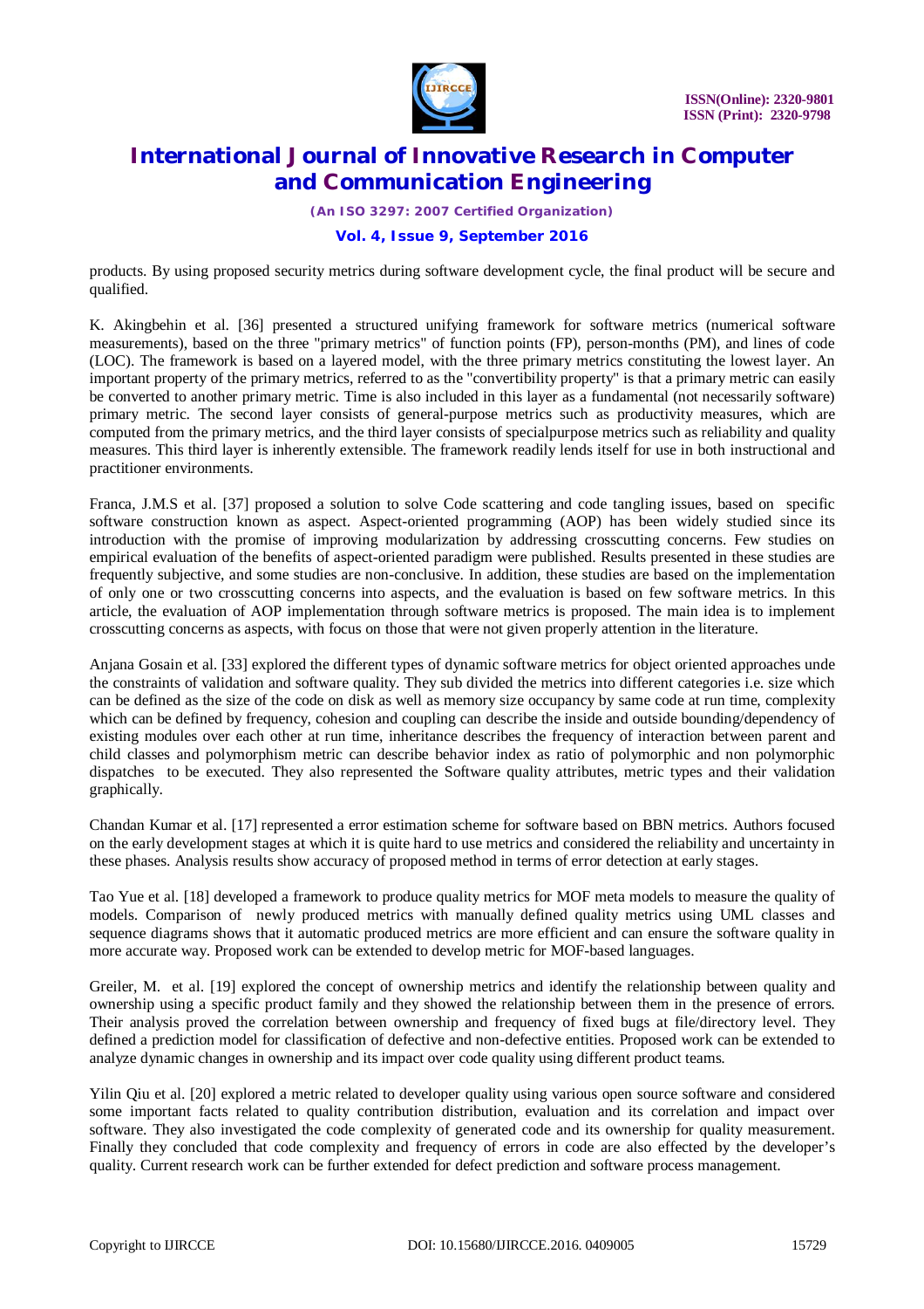products. By using proposed security metrics during software development cycle, the final product will be secure and qualified.

K. Akingbehin et al. [36] presented a structured unifying framework for software metrics (numerical software measurements), based on the three "primary metrics" of function points (FP), person-months (PM), and lines of code (LOC). The framework is based on a layered model, with the three primary metrics constituting the lowest layer. An important property of the primary metrics, referred to as the "convertibility property" is that a primary metric can easily be converted to another primary metric. Time is also included in this layer as a fundamental (not necessarily software) primary metric. The second layer consists of general-purpose metrics such as productivity measures, which are computed from the primary metrics, and the third layer consists of specialpurpose metrics such as reliability and quality measures. This third layer is inherently extensible. The framework readily lends itself for use in both instructional and practitioner environments.

Franca, J.M.S et al. [37] proposed a solution to solve Code scattering and code tangling issues, based on specific software construction known as aspect. Aspect-oriented programming (AOP) has been widely studied since its introduction with the promise of improving modularization by addressing crosscutting concerns. Few studies on empirical evaluation of the benefits of aspect-oriented paradigm were published. Results presented in these studies are frequently subjective, and some studies are non-conclusive. In addition, these studies are based on the implementation of only one or two crosscutting concerns into aspects, and the evaluation is based on few software metrics. In this article, the evaluation of AOP implementation through software metrics is proposed. The main idea is to implement crosscutting concerns as aspects, with focus on those that were not given properly attention in the literature.

Anjana Gosain et al. [33] explored the different types of dynamic software metrics for object oriented approaches unde the constraints of validation and software quality. They sub divided the metrics into different categories i.e. size which can be defined as the size of the code on disk as well as memory size occupancy by same code at run time, complexity which can be defined by frequency, cohesion and coupling can describe the inside and outside bounding/dependency of existing modules over each other at run time, inheritance describes the frequency of interaction between parent and child classes and polymorphism metric can describe behavior index as ratio of polymorphic and non polymorphic dispatches to be executed. They also represented the Software quality attributes, metric types and their validation graphically.

Chandan Kumar et al. [17] represented a error estimation scheme for software based on BBN metrics. Authors focused on the early development stages at which it is quite hard to use metrics and considered the reliability and uncertainty in these phases. Analysis results show accuracy of proposed method in terms of error detection at early stages.

Tao Yue et al. [18] developed a framework to produce quality metrics for MOF meta models to measure the quality of models. Comparison of newly produced metrics with manually defined quality metrics using UML classes and sequence diagrams shows that it automatic produced metrics are more efficient and can ensure the software quality in more accurate way. Proposed work can be extended to develop metric for MOF-based languages.

Greiler, M. et al. [19] explored the concept of ownership metrics and identify the relationship between quality and ownership using a specific product family and they showed the relationship between them in the presence of errors. Their analysis proved the correlation between ownership and frequency of fixed bugs at file/directory level. They defined a prediction model for classification of defective and non-defective entities. Proposed work can be extended to analyze dynamic changes in ownership and its impact over code quality using different product teams.

Yilin Qiu et al. [20] explored a metric related to developer quality using various open source software and considered some important facts related to quality contribution distribution, evaluation and its correlation and impact over software. They also investigated the code complexity of generated code and its ownership for quality measurement. Finally they concluded that code complexity and frequency of errors in code are also effected by the developer's quality. Current research work can be further extended for defect prediction and software process management.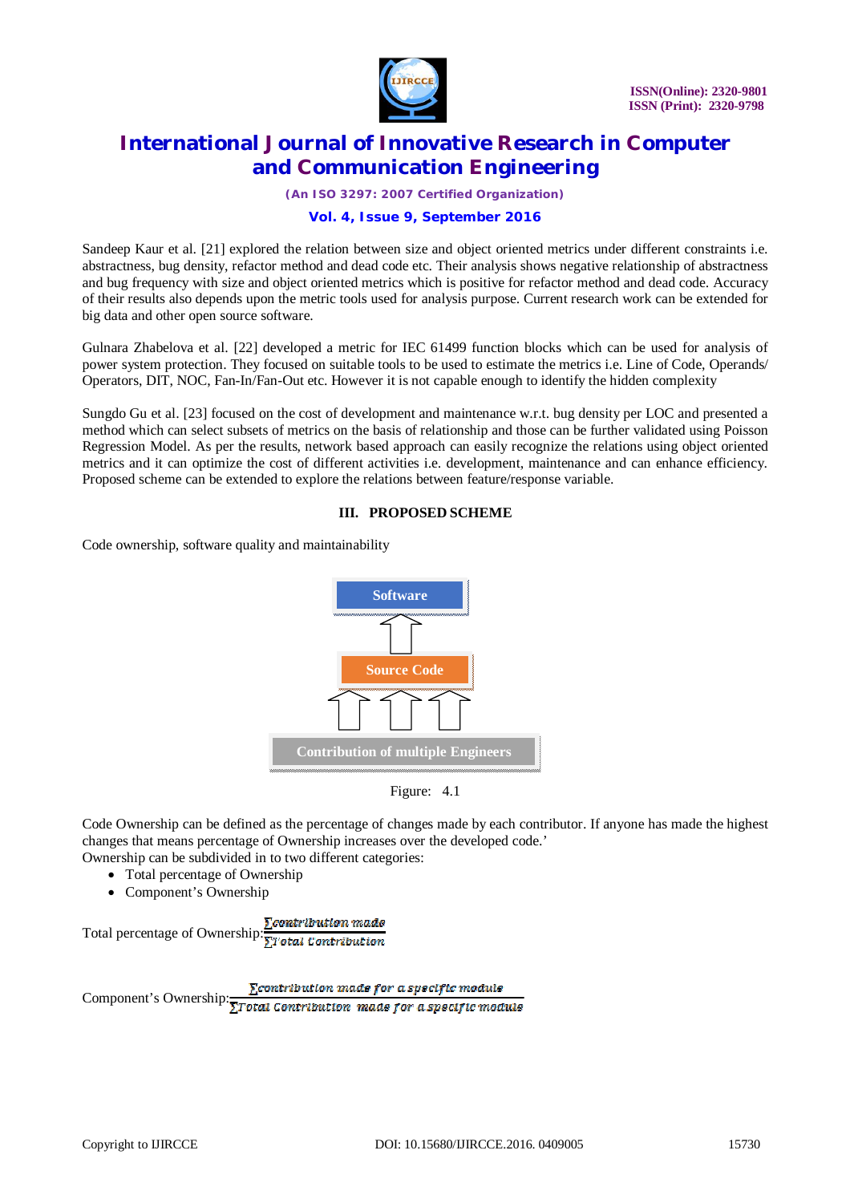Sandeep Kaur et al. [21] explored the relation between size and object oriented metrics under different constraints i.e. abstractness, bug density, refactor method and dead code etc. Their analysis shows negative relationship of abstractness and bug frequency with size and object oriented metrics which is positive for refactor method and dead code. Accuracy of their results also depends upon the metric tools used for analysis purpose. Current research work can be extended for big data and other open source software.

Gulnara Zhabelova et al. [22] developed a metric for IEC 61499 function blocks which can be used for analysis of power system protection. They focused on suitable tools to be used to estimate the metrics i.e. Line of Code, Operands/ Operators, DIT, NOC, Fan-In/Fan-Out etc. However it is not capable enough to identify the hidden complexity

Sungdo Gu et al. [23] focused on the cost of development and maintenance w.r.t. bug density per LOC and presented a method which can select subsets of metrics on the basis of relationship and those can be further validated using Poisson Regression Model. As per the results, network based approach can easily recognize the relations using object oriented metrics and it can optimize the cost of different activities i.e. development, maintenance and can enhance efficiency. Proposed scheme can be extended to explore the relations between feature/response variable.

## III. PROPOSED SCHEME

Code ownership, software quality and maintainability

Software

Source Code

Contribution of multiple Engineers

Figure: 4.1

Code Ownership can be defined as the percentage of changes made by each contributor. If anyone has made the highest changes that means percentage of Ownership increases over the developed code.'
Ownership can be subdivided in to two different categories:

- Total percentage of Ownership
- Component's Ownership

Total percentage of Ownership: $\frac{\sum contribution\ made}{\sum Total\ Contribution}$

Component's Ownership: $\frac{\sum contribution\ made\ for\ a\ specific\ module}{\sum Total\ Contribution\ made\ for\ a\ specific\ module}$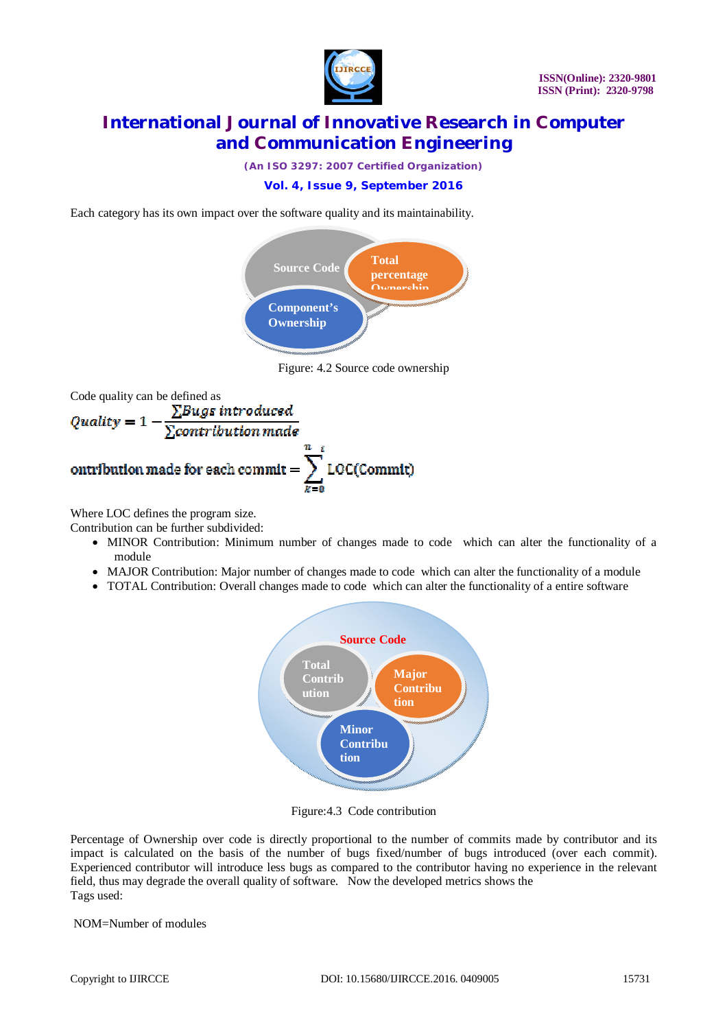Each category has its own impact over the software quality and its maintainability.

Figure: 4.2 Source code ownership

Code quality can be defined as

$$Quality = 1 - \frac{\sum Bugs\ introduced}{\sum contribution\ made}$$

$$ontribution\ made\ for\ each\ commit = \sum_{k=0}^{n\ \ i} LOC(Commit)$$

Where LOC defines the program size.
Contribution can be further subdivided:

- MINOR Contribution: Minimum number of changes made to code which can alter the functionality of a module
- MAJOR Contribution: Major number of changes made to code which can alter the functionality of a module
- TOTAL Contribution: Overall changes made to code which can alter the functionality of a entire software

Figure:4.3 Code contribution

Percentage of Ownership over code is directly proportional to the number of commits made by contributor and its impact is calculated on the basis of the number of bugs fixed/number of bugs introduced (over each commit). Experienced contributor will introduce less bugs as compared to the contributor having no experience in the relevant field, thus may degrade the overall quality of software. Now the developed metrics shows the
Tags used:

NOM=Number of modules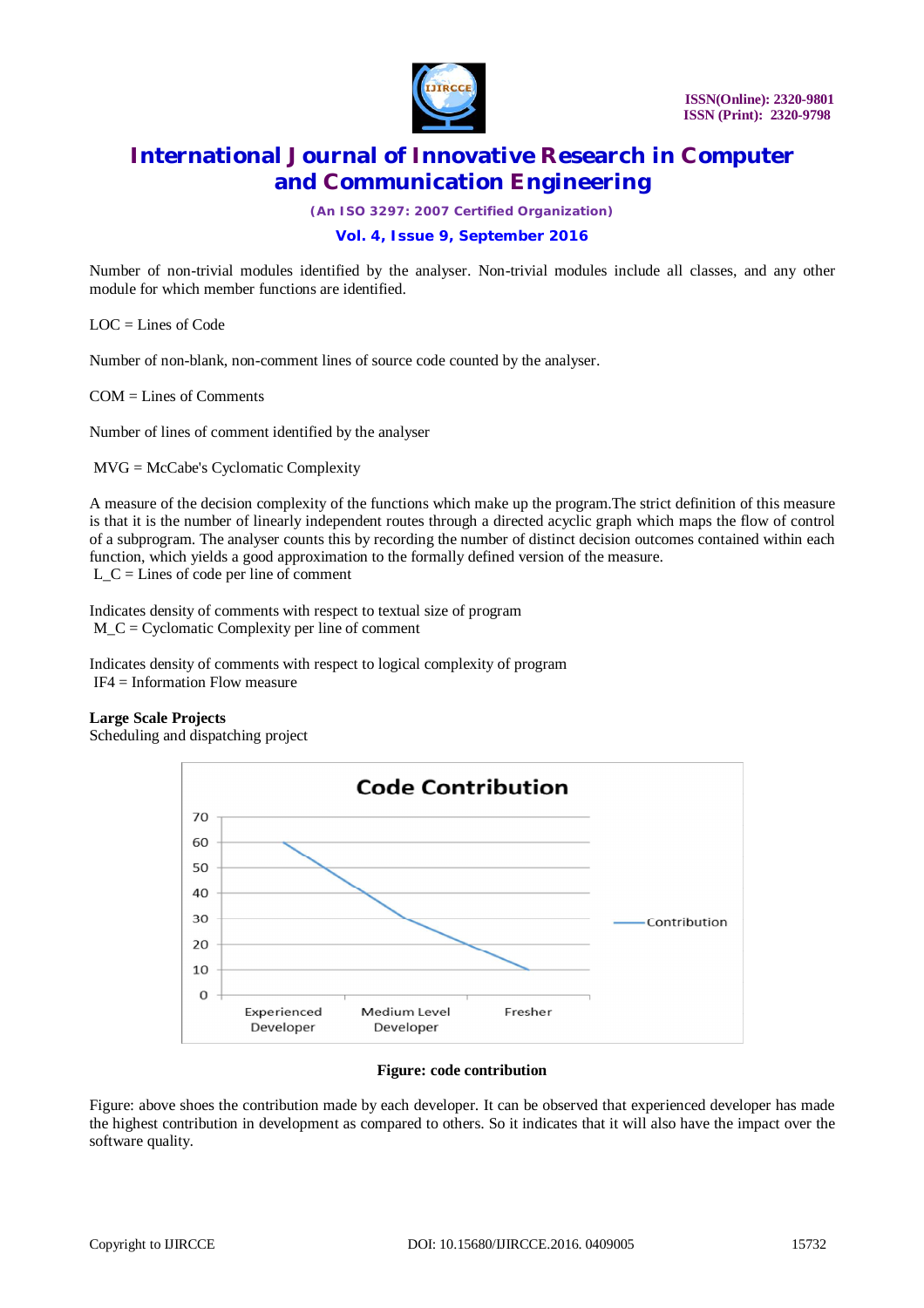Number of non-trivial modules identified by the analyser. Non-trivial modules include all classes, and any other module for which member functions are identified.

LOC = Lines of Code

Number of non-blank, non-comment lines of source code counted by the analyser.

COM = Lines of Comments

Number of lines of comment identified by the analyser

MVG = McCabe's Cyclomatic Complexity

A measure of the decision complexity of the functions which make up the program.The strict definition of this measure is that it is the number of linearly independent routes through a directed acyclic graph which maps the flow of control of a subprogram. The analyser counts this by recording the number of distinct decision outcomes contained within each function, which yields a good approximation to the formally defined version of the measure.

L_C = Lines of code per line of comment

Indicates density of comments with respect to textual size of program

M_C = Cyclomatic Complexity per line of comment

Indicates density of comments with respect to logical complexity of program

IF4 = Information Flow measure

**Large Scale Projects**

Scheduling and dispatching project

**Figure: code contribution**

Figure: above shoes the contribution made by each developer. It can be observed that experienced developer has made the highest contribution in development as compared to others. So it indicates that it will also have the impact over the software quality.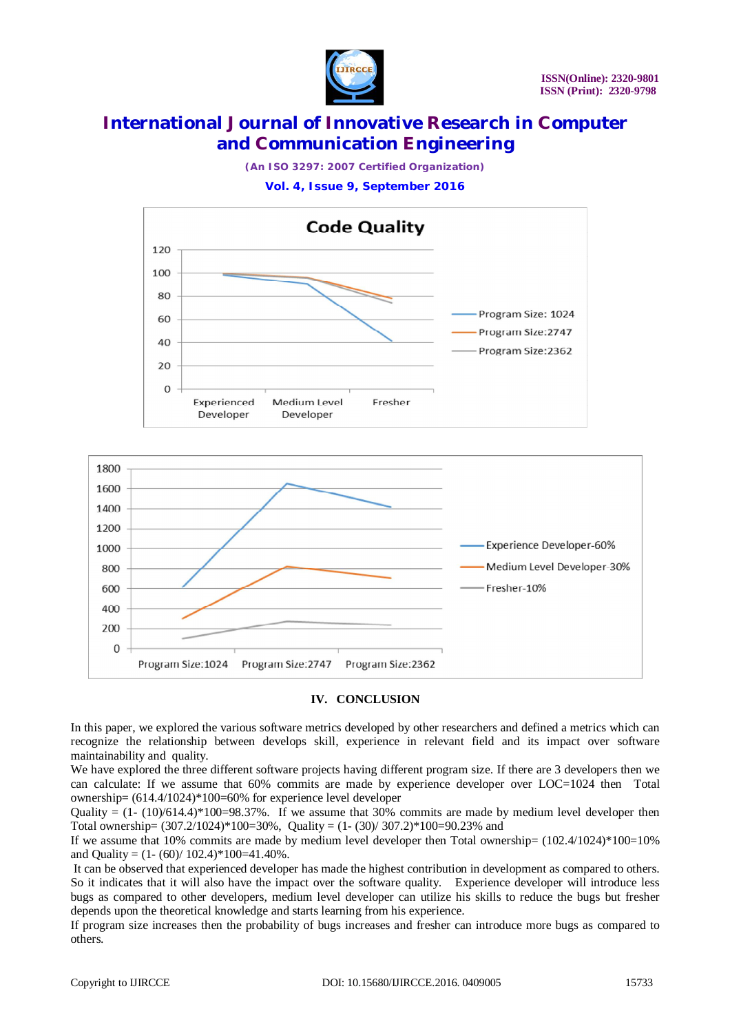## IV. CONCLUSION

In this paper, we explored the various software metrics developed by other researchers and defined a metrics which can recognize the relationship between develops skill, experience in relevant field and its impact over software maintainability and quality.

We have explored the three different software projects having different program size. If there are 3 developers then we can calculate: If we assume that 60% commits are made by experience developer over LOC=1024 then Total ownership= (614.4/1024)*100=60% for experience level developer

Quality = (1- (10)/614.4)*100=98.37%. If we assume that 30% commits are made by medium level developer then Total ownership= (307.2/1024)*100=30%, Quality = (1- (30)/ 307.2)*100=90.23% and

If we assume that 10% commits are made by medium level developer then Total ownership= (102.4/1024)*100=10% and Quality = (1- (60)/ 102.4)*100=41.40%.

It can be observed that experienced developer has made the highest contribution in development as compared to others. So it indicates that it will also have the impact over the software quality. Experience developer will introduce less bugs as compared to other developers, medium level developer can utilize his skills to reduce the bugs but fresher depends upon the theoretical knowledge and starts learning from his experience.

If program size increases then the probability of bugs increases and fresher can introduce more bugs as compared to others.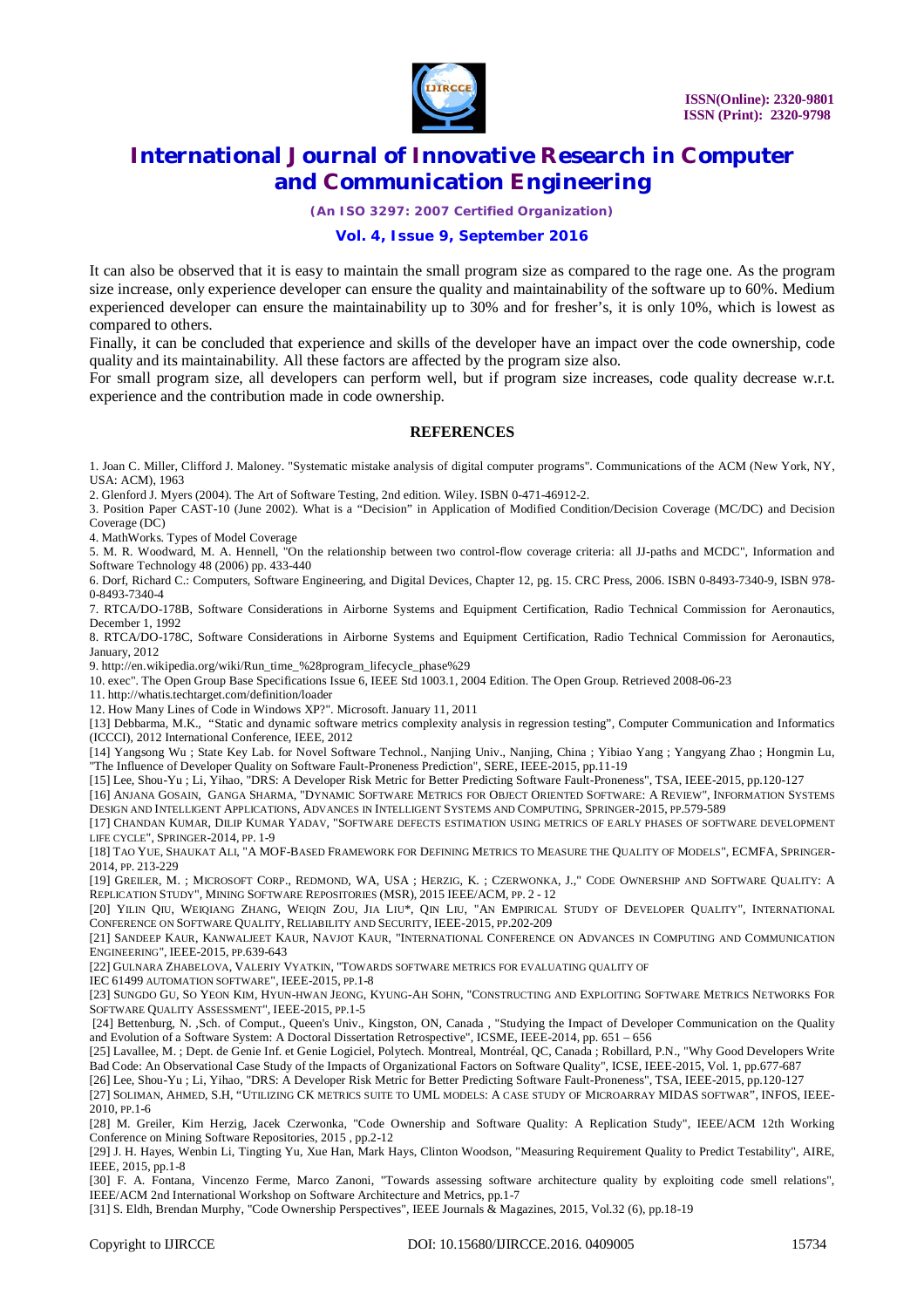It can also be observed that it is easy to maintain the small program size as compared to the rage one. As the program size increase, only experience developer can ensure the quality and maintainability of the software up to 60%. Medium experienced developer can ensure the maintainability up to 30% and for fresher's, it is only 10%, which is lowest as compared to others.

Finally, it can be concluded that experience and skills of the developer have an impact over the code ownership, code quality and its maintainability. All these factors are affected by the program size also.

For small program size, all developers can perform well, but if program size increases, code quality decrease w.r.t. experience and the contribution made in code ownership.

## REFERENCES

1. Joan C. Miller, Clifford J. Maloney. "Systematic mistake analysis of digital computer programs". Communications of the ACM (New York, NY, USA: ACM), 1963
2. Glenford J. Myers (2004). The Art of Software Testing, 2nd edition. Wiley. ISBN 0-471-46912-2.
3. Position Paper CAST-10 (June 2002). What is a "Decision" in Application of Modified Condition/Decision Coverage (MC/DC) and Decision Coverage (DC)
4. MathWorks. Types of Model Coverage
5. M. R. Woodward, M. A. Hennell, "On the relationship between two control-flow coverage criteria: all JJ-paths and MCDC", Information and Software Technology 48 (2006) pp. 433-440
6. Dorf, Richard C.: Computers, Software Engineering, and Digital Devices, Chapter 12, pg. 15. CRC Press, 2006. ISBN 0-8493-7340-9, ISBN 978-0-8493-7340-4
7. RTCA/DO-178B, Software Considerations in Airborne Systems and Equipment Certification, Radio Technical Commission for Aeronautics, December 1, 1992
8. RTCA/DO-178C, Software Considerations in Airborne Systems and Equipment Certification, Radio Technical Commission for Aeronautics, January, 2012
9. http://en.wikipedia.org/wiki/Run_time_%28program_lifecycle_phase%29
10. exec". The Open Group Base Specifications Issue 6, IEEE Std 1003.1, 2004 Edition. The Open Group. Retrieved 2008-06-23
11. http://whatis.techtarget.com/definition/loader
12. How Many Lines of Code in Windows XP?". Microsoft. January 11, 2011

[13] Debbarma, M.K., "Static and dynamic software metrics complexity analysis in regression testing", Computer Communication and Informatics (ICCCI), 2012 International Conference, IEEE, 2012

[14] Yangsong Wu ; State Key Lab. for Novel Software Technol., Nanjing Univ., Nanjing, China ; Yibiao Yang ; Yangyang Zhao ; Hongmin Lu, "The Influence of Developer Quality on Software Fault-Proneness Prediction", SERE, IEEE-2015, pp.11-19

[15] Lee, Shou-Yu ; Li, Yihao, "DRS: A Developer Risk Metric for Better Predicting Software Fault-Proneness", TSA, IEEE-2015, pp.120-127

[16] Anjana Gosain, Ganga Sharma, "Dynamic Software Metrics for Object Oriented Software: A Review", Information Systems Design and Intelligent Applications, Advances in Intelligent Systems and Computing, Springer-2015, pp.579-589

[17] Chandan Kumar, Dilip Kumar Yadav, "Software defects estimation using metrics of early phases of software development life cycle", Springer-2014, pp. 1-9

[18] Tao Yue, Shaukat Ali, "A MOF-Based Framework for Defining Metrics to Measure the Quality of Models", ECMFA, Springer-2014, pp. 213-229

[19] Greiler, M. ; Microsoft Corp., Redmond, WA, USA ; Herzig, K. ; Czerwonka, J.," Code Ownership and Software Quality: A Replication Study", Mining Software Repositories (MSR), 2015 IEEE/ACM, pp. 2 - 12

[20] Yilin Qiu, Weiqiang Zhang, Weiqin Zou, Jia Liu*, Qin Liu, "An Empirical Study of Developer Quality", International Conference on Software Quality, Reliability and Security, IEEE-2015, pp.202-209

[21] Sandeep Kaur, Kanwaljeet Kaur, Navjot Kaur, "International Conference on Advances in Computing and Communication Engineering", IEEE-2015, pp.639-643

[22] Gulnara Zhabelova, Valeriy Vyatkin, "Towards software metrics for evaluating quality of IEC 61499 automation software", IEEE-2015, pp.1-8

[23] Sungdo Gu, So Yeon Kim, Hyun-hwan Jeong, Kyung-Ah Sohn, "Constructing and Exploiting Software Metrics Networks For Software Quality Assessment", IEEE-2015, pp.1-5

[24] Bettenburg, N. ,Sch. of Comput., Queen's Univ., Kingston, ON, Canada , "Studying the Impact of Developer Communication on the Quality and Evolution of a Software System: A Doctoral Dissertation Retrospective", ICSME, IEEE-2014, pp. 651 – 656

[25] Lavallee, M. ; Dept. de Genie Inf. et Genie Logiciel, Polytech. Montreal, Montréal, QC, Canada ; Robillard, P.N., "Why Good Developers Write Bad Code: An Observational Case Study of the Impacts of Organizational Factors on Software Quality", ICSE, IEEE-2015, Vol. 1, pp.677-687

[26] Lee, Shou-Yu ; Li, Yihao, "DRS: A Developer Risk Metric for Better Predicting Software Fault-Proneness", TSA, IEEE-2015, pp.120-127

[27] Soliman, Ahmed, S.H, "Utilizing CK metrics suite to UML models: A case study of Microarray MIDAS softwar", INFOS, IEEE-2010, pp.1-6

[28] M. Greiler, Kim Herzig, Jacek Czerwonka, "Code Ownership and Software Quality: A Replication Study", IEEE/ACM 12th Working Conference on Mining Software Repositories, 2015 , pp.2-12

[29] J. H. Hayes, Wenbin Li, Tingting Yu, Xue Han, Mark Hays, Clinton Woodson, "Measuring Requirement Quality to Predict Testability", AIRE, IEEE, 2015, pp.1-8

[30] F. A. Fontana, Vincenzo Ferme, Marco Zanoni, "Towards assessing software architecture quality by exploiting code smell relations", IEEE/ACM 2nd International Workshop on Software Architecture and Metrics, pp.1-7

[31] S. Eldh, Brendan Murphy, "Code Ownership Perspectives", IEEE Journals & Magazines, 2015, Vol.32 (6), pp.18-19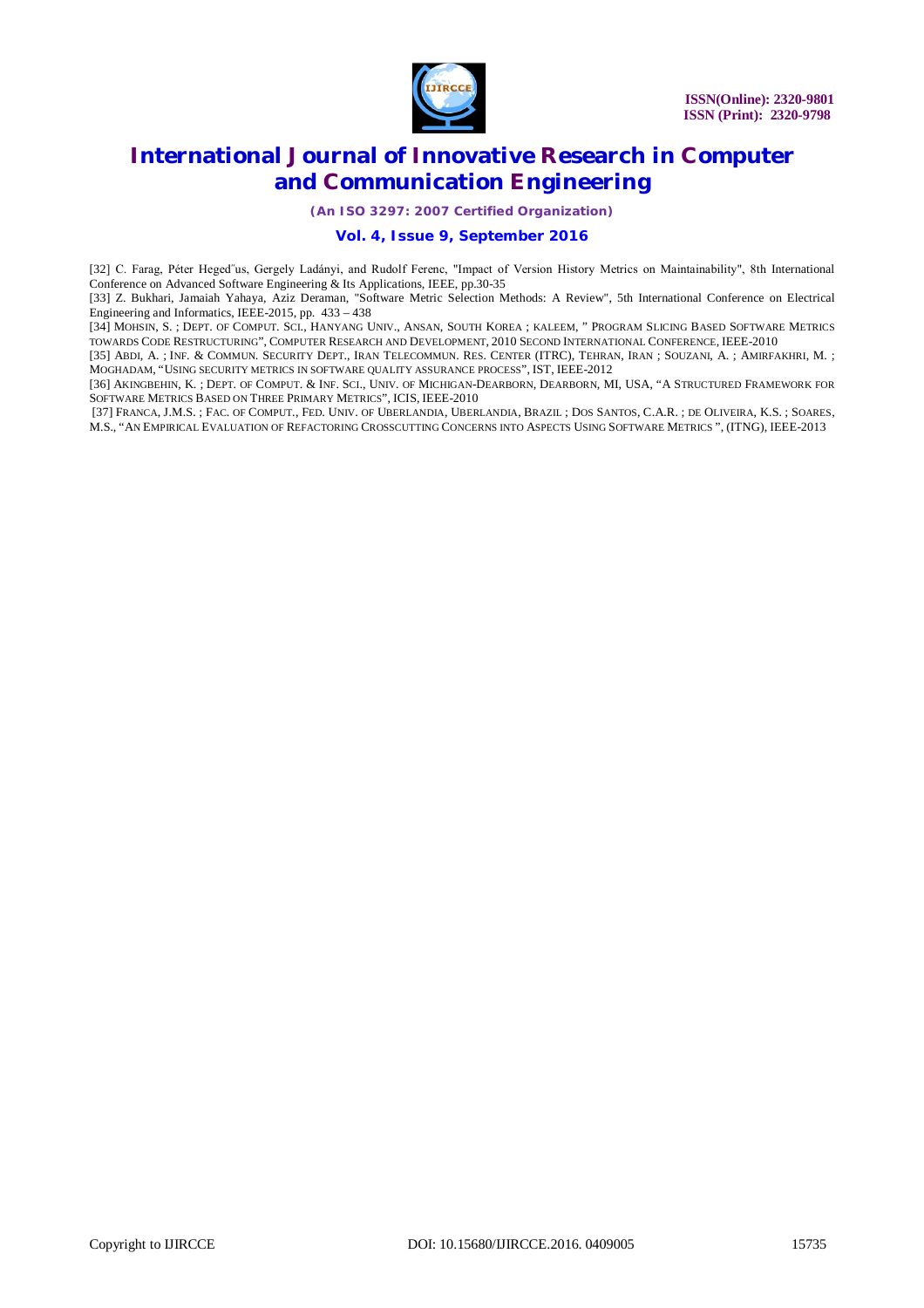[32] C. Farag, Péter Heged˝us, Gergely Ladányi, and Rudolf Ferenc, "Impact of Version History Metrics on Maintainability", 8th International Conference on Advanced Software Engineering & Its Applications, IEEE, pp.30-35

[33] Z. Bukhari, Jamaiah Yahaya, Aziz Deraman, "Software Metric Selection Methods: A Review", 5th International Conference on Electrical Engineering and Informatics, IEEE-2015, pp. 433 – 438

[34] Mohsin, S. ; Dept. of Comput. Sci., Hanyang Univ., Ansan, South Korea ; kaleem, " Program Slicing Based Software Metrics towards Code Restructuring", Computer Research and Development, 2010 Second International Conference, IEEE-2010

[35] Abdi, A. ; Inf. & Commun. Security Dept., Iran Telecommun. Res. Center (ITRC), Tehran, Iran ; Souzani, A. ; Amirfakhri, M. ; Moghadam, "Using security metrics in software quality assurance process", IST, IEEE-2012

[36] Akingbehin, K. ; Dept. of Comput. & Inf. Sci., Univ. of Michigan-Dearborn, Dearborn, MI, USA, "A Structured Framework for Software Metrics Based on Three Primary Metrics", ICIS, IEEE-2010

[37] Franca, J.M.S. ; Fac. of Comput., Fed. Univ. of Uberlandia, Uberlandia, Brazil ; Dos Santos, C.A.R. ; de Oliveira, K.S. ; Soares, M.S., "An Empirical Evaluation of Refactoring Crosscutting Concerns into Aspects Using Software Metrics ", (ITNG), IEEE-2013